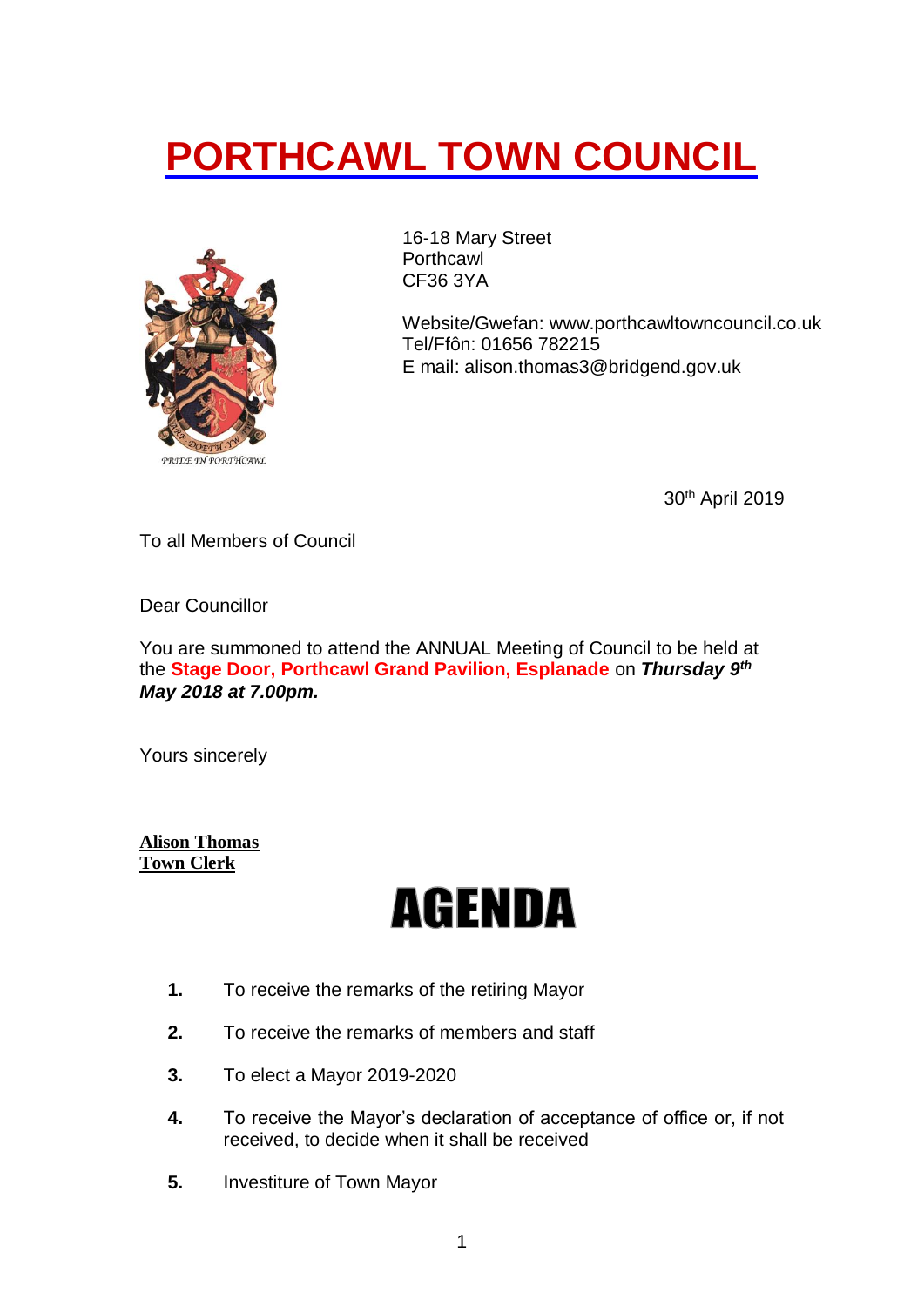# PORTHCAWL TOWN COUNCIL

16-18 Mary Street
Porthcawl
CF36 3YA

Website/Gwefan: www.porthcawltowncouncil.co.uk
Tel/Ffôn: 01656 782215
E mail: alison.thomas3@bridgend.gov.uk

30th April 2019

To all Members of Council

Dear Councillor

You are summoned to attend the ANNUAL Meeting of Council to be held at the **Stage Door, Porthcawl Grand Pavilion, Esplanade** on ***Thursday 9th May 2018 at 7.00pm.***

Yours sincerely

**Alison Thomas**
**Town Clerk**

# AGENDA

1. To receive the remarks of the retiring Mayor
2. To receive the remarks of members and staff
3. To elect a Mayor 2019-2020
4. To receive the Mayor's declaration of acceptance of office or, if not received, to decide when it shall be received
5. Investiture of Town Mayor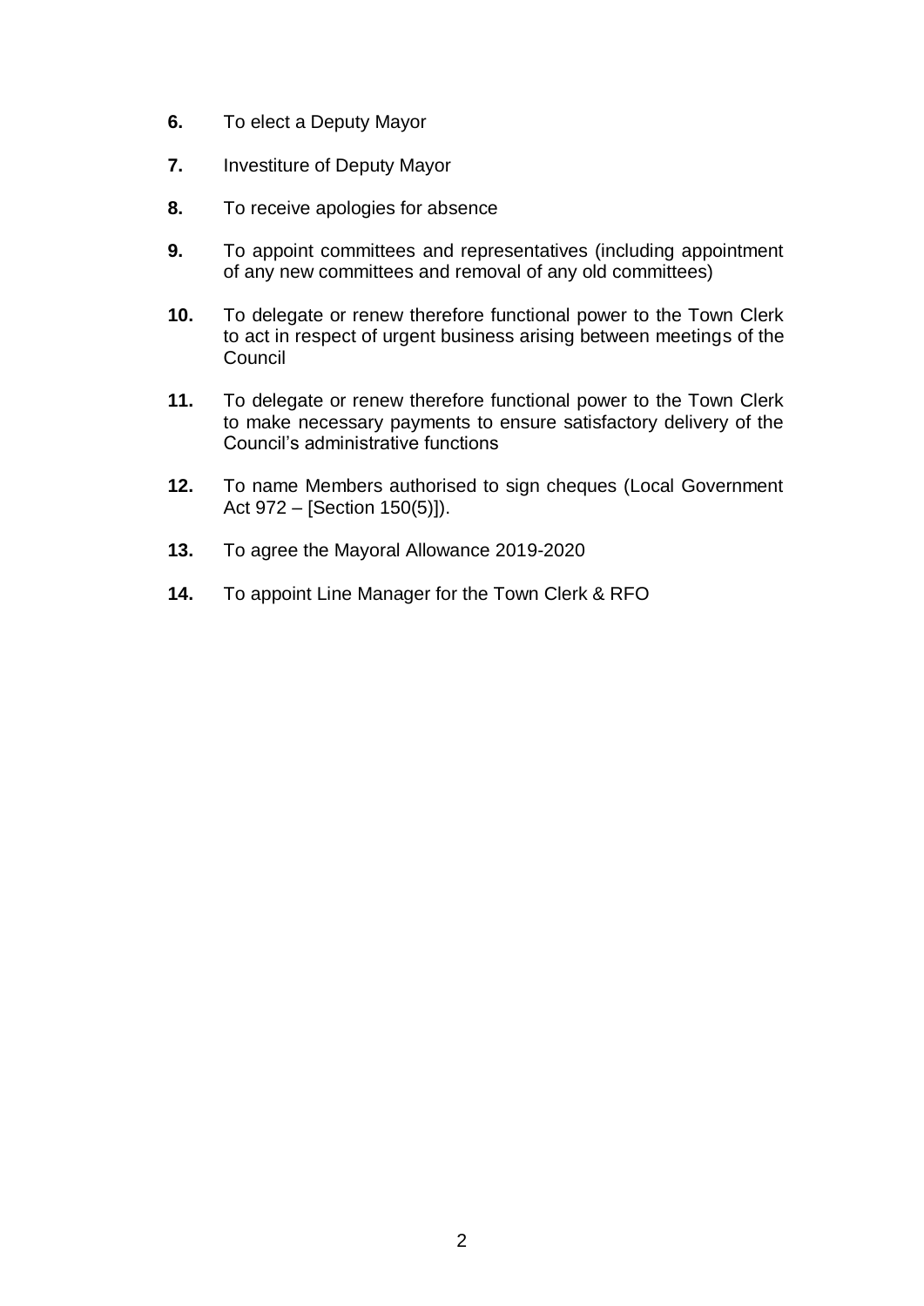**6.** To elect a Deputy Mayor

**7.** Investiture of Deputy Mayor

**8.** To receive apologies for absence

**9.** To appoint committees and representatives (including appointment of any new committees and removal of any old committees)

**10.** To delegate or renew therefore functional power to the Town Clerk to act in respect of urgent business arising between meetings of the Council

**11.** To delegate or renew therefore functional power to the Town Clerk to make necessary payments to ensure satisfactory delivery of the Council's administrative functions

**12.** To name Members authorised to sign cheques (Local Government Act 972 – [Section 150(5)]).

**13.** To agree the Mayoral Allowance 2019-2020

**14.** To appoint Line Manager for the Town Clerk & RFO